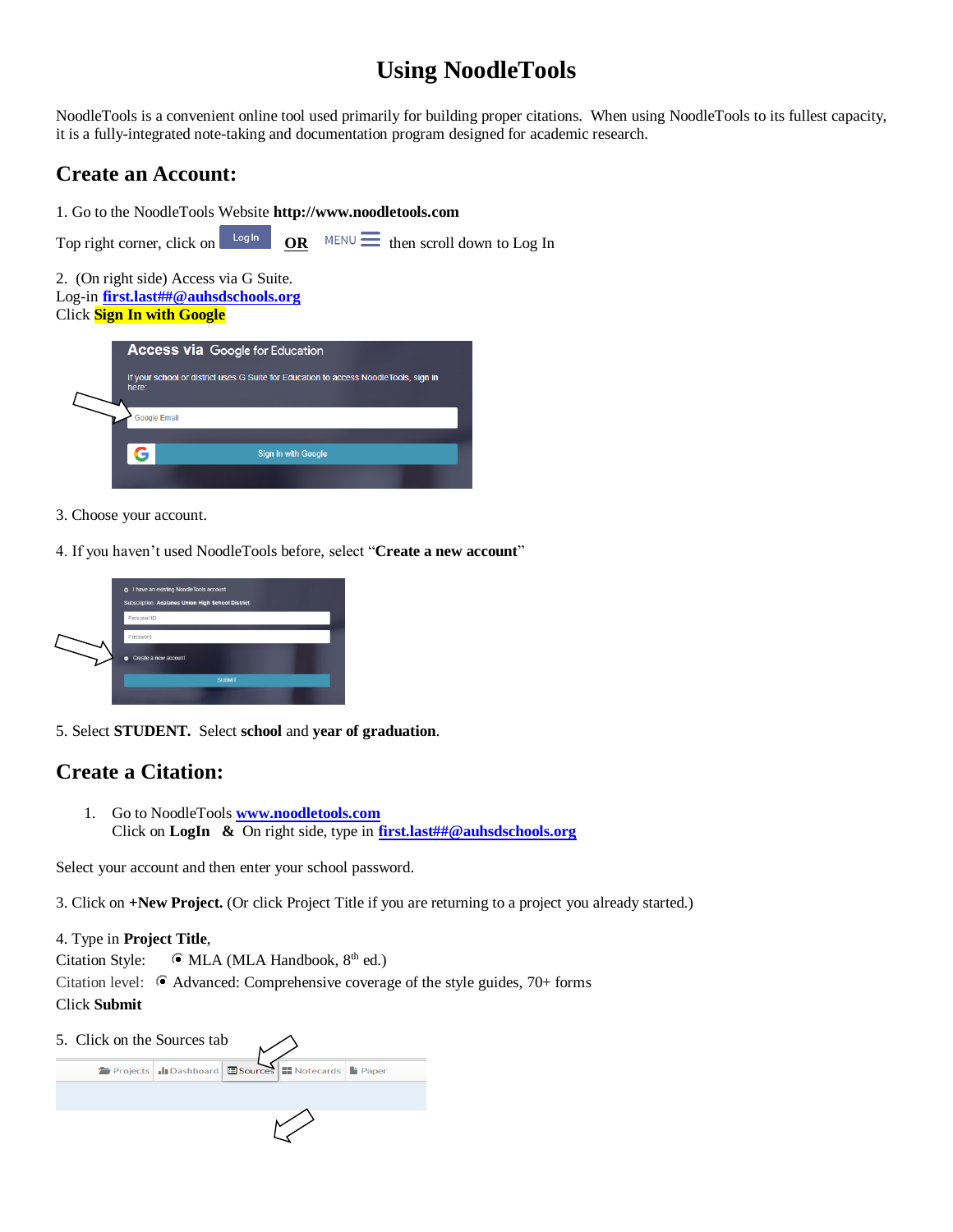# Using NoodleTools

NoodleTools is a convenient online tool used primarily for building proper citations. When using NoodleTools to its fullest capacity, it is a fully-integrated note-taking and documentation program designed for academic research.

## Create an Account:

1. Go to the NoodleTools Website **http://www.noodletools.com**

Top right corner, click on Log In **OR** MENU then scroll down to Log In

2. (On right side) Access via G Suite.
Log-in **first.last##@auhsdschools.org**
Click **Sign In with Google**

3. Choose your account.

4. If you haven't used NoodleTools before, select "**Create a new account**"

5. Select **STUDENT.** Select **school** and **year of graduation**.

## Create a Citation:

1. Go to NoodleTools **www.noodletools.com**
   Click on **LogIn** **&** On right side, type in **first.last##@auhsdschools.org**

Select your account and then enter your school password.

3. Click on **+New Project.** (Or click Project Title if you are returning to a project you already started.)

4. Type in **Project Title**,
Citation Style: MLA (MLA Handbook, 8th ed.)
Citation level: Advanced: Comprehensive coverage of the style guides, 70+ forms
Click **Submit**

5. Click on the Sources tab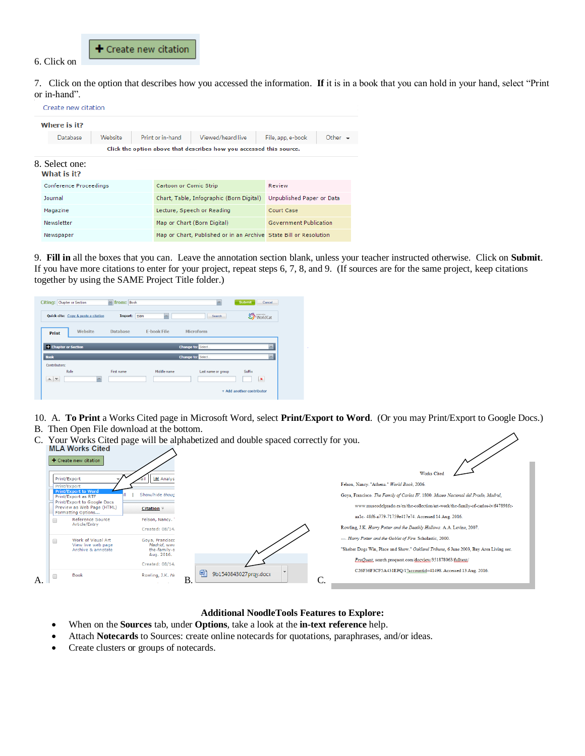6. Click on **+ Create new citation**

7. Click on the option that describes how you accessed the information. **If** it is in a book that you can hold in your hand, select "Print or in-hand".

Create new citation

**Where is it?**

Database | Website | Print or in-hand | Viewed/heard live | File, app, e-book | Other

Click the option above that describes how you accessed this source.

8. Select one:

**What is it?**

| | | |
|---|---|---|
| Conference Proceedings | Cartoon or Comic Strip | Review |
| Journal | Chart, Table, Infographic (Born Digital) | Unpublished Paper or Data |
| Magazine | Lecture, Speech or Reading | Court Case |
| Newsletter | Map or Chart (Born Digital) | Government Publication |
| Newspaper | Map or Chart, Published or in an Archive | State Bill or Resolution |

9. **Fill in** all the boxes that you can. Leave the annotation section blank, unless your teacher instructed otherwise. Click on **Submit**. If you have more citations to enter for your project, repeat steps 6, 7, 8, and 9. (If sources are for the same project, keep citations together by using the SAME Project Title folder.)

10. A. **To Print** a Works Cited page in Microsoft Word, select **Print/Export to Word**. (Or you may Print/Export to Google Docs.)
B. Then Open File download at the bottom.
C. Your Works Cited page will be alphabetized and double spaced correctly for you.

A. MLA Works Cited

+ Create new citation

Print/Export
Print/Export
Print/Export to Word
Print/Export as RTF
Print/Export to Google Docs
Preview as Web Page (HTML)
Formatting Options...

B. 9b1540843027prqy.docx

C. Works Cited

Felson, Nancy. "Athena." *World Book*, 2006.

Goya, Francisco. *The Family of Carlos IV*. 1800. *Museo Nacional del Prado, Madrid*, www.museodelprado.es/en/the-collection/art-work/the-family-of-carlos-iv/f47898fc-aa1c- 48f6-a779-71759e417e74. Accessed 14 Aug. 2016.

Rowling, J.K. *Harry Potter and the Deathly Hallows*. A.A. Levine, 2007.

---. *Harry Potter and the Goblet of Fire*. Scholastic, 2000.

"Shelter Dogs Win, Place and Show." *Oakland Tribune*, 6 June 2003, Bay Area Living sec. ProQuest, search.proquest.com/docview/351878063/fulltext/C26F36F3CF5A431EPQ/1?accountid=41498. Accessed 13 Aug. 2016.

**Additional NoodleTools Features to Explore:**

- When on the **Sources** tab, under **Options**, take a look at the **in-text reference** help.
- Attach **Notecards** to Sources: create online notecards for quotations, paraphrases, and/or ideas.
- Create clusters or groups of notecards.